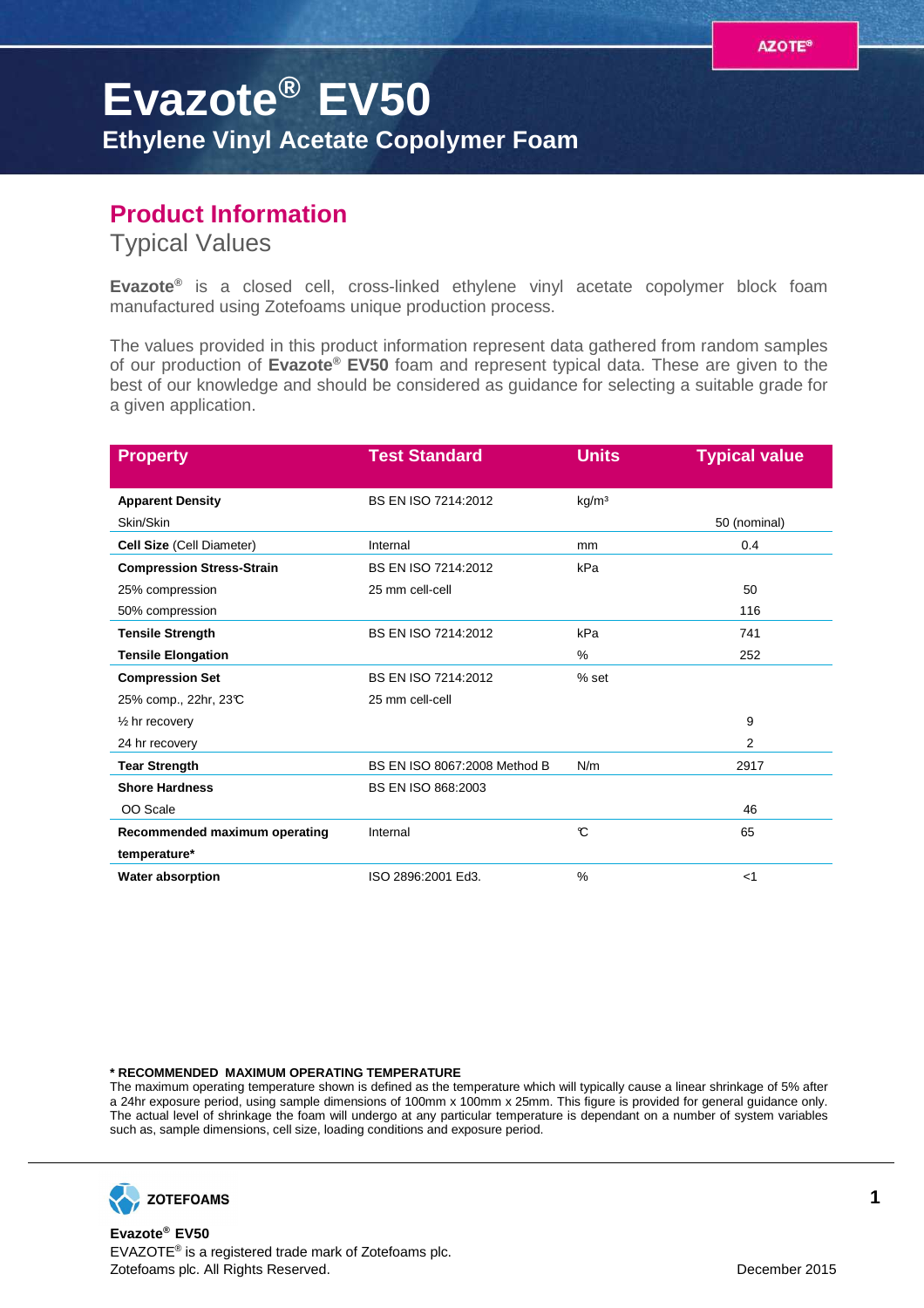# Evazote® EV50

## Ethylene Vinyl Acetate Copolymer Foam

## Product Information

Typical Values

**Evazote®** is a closed cell, cross-linked ethylene vinyl acetate copolymer block foam manufactured using Zotefoams unique production process.

The values provided in this product information represent data gathered from random samples of our production of **Evazote® EV50** foam and represent typical data. These are given to the best of our knowledge and should be considered as guidance for selecting a suitable grade for a given application.

| Property | Test Standard | Units | Typical value |
|---|---|---|---|
| **Apparent Density** | BS EN ISO 7214:2012 | kg/m³ | |
| Skin/Skin | | | 50 (nominal) |
| **Cell Size** (Cell Diameter) | Internal | mm | 0.4 |
| **Compression Stress-Strain** | BS EN ISO 7214:2012 | kPa | |
| 25% compression | 25 mm cell-cell | | 50 |
| 50% compression | | | 116 |
| **Tensile Strength** | BS EN ISO 7214:2012 | kPa | 741 |
| **Tensile Elongation** | | % | 252 |
| **Compression Set** | BS EN ISO 7214:2012 | % set | |
| 25% comp., 22hr, 23℃ | 25 mm cell-cell | | |
| ½ hr recovery | | | 9 |
| 24 hr recovery | | | 2 |
| **Tear Strength** | BS EN ISO 8067:2008 Method B | N/m | 2917 |
| **Shore Hardness** | BS EN ISO 868:2003 | | |
| OO Scale | | | 46 |
| **Recommended maximum operating temperature*** | Internal | ℃ | 65 |
| **Water absorption** | ISO 2896:2001 Ed3. | % | <1 |

**\* RECOMMENDED MAXIMUM OPERATING TEMPERATURE**
The maximum operating temperature shown is defined as the temperature which will typically cause a linear shrinkage of 5% after a 24hr exposure period, using sample dimensions of 100mm x 100mm x 25mm. This figure is provided for general guidance only. The actual level of shrinkage the foam will undergo at any particular temperature is dependant on a number of system variables such as, sample dimensions, cell size, loading conditions and exposure period.

ZOTEFOAMS

**Evazote® EV50**
EVAZOTE® is a registered trade mark of Zotefoams plc.
Zotefoams plc. All Rights Reserved.

December 2015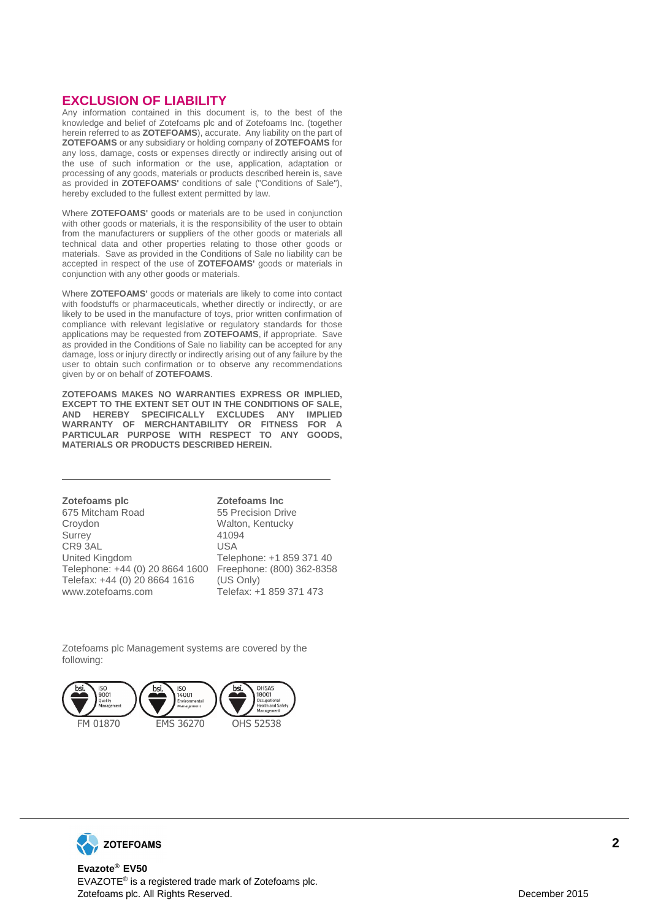## EXCLUSION OF LIABILITY

Any information contained in this document is, to the best of the knowledge and belief of Zotefoams plc and of Zotefoams Inc. (together herein referred to as **ZOTEFOAMS**), accurate. Any liability on the part of **ZOTEFOAMS** or any subsidiary or holding company of **ZOTEFOAMS** for any loss, damage, costs or expenses directly or indirectly arising out of the use of such information or the use, application, adaptation or processing of any goods, materials or products described herein is, save as provided in **ZOTEFOAMS'** conditions of sale ("Conditions of Sale"), hereby excluded to the fullest extent permitted by law.

Where **ZOTEFOAMS'** goods or materials are to be used in conjunction with other goods or materials, it is the responsibility of the user to obtain from the manufacturers or suppliers of the other goods or materials all technical data and other properties relating to those other goods or materials. Save as provided in the Conditions of Sale no liability can be accepted in respect of the use of **ZOTEFOAMS'** goods or materials in conjunction with any other goods or materials.

Where **ZOTEFOAMS'** goods or materials are likely to come into contact with foodstuffs or pharmaceuticals, whether directly or indirectly, or are likely to be used in the manufacture of toys, prior written confirmation of compliance with relevant legislative or regulatory standards for those applications may be requested from **ZOTEFOAMS**, if appropriate. Save as provided in the Conditions of Sale no liability can be accepted for any damage, loss or injury directly or indirectly arising out of any failure by the user to obtain such confirmation or to observe any recommendations given by or on behalf of **ZOTEFOAMS**.

**ZOTEFOAMS MAKES NO WARRANTIES EXPRESS OR IMPLIED, EXCEPT TO THE EXTENT SET OUT IN THE CONDITIONS OF SALE, AND HEREBY SPECIFICALLY EXCLUDES ANY IMPLIED WARRANTY OF MERCHANTABILITY OR FITNESS FOR A PARTICULAR PURPOSE WITH RESPECT TO ANY GOODS, MATERIALS OR PRODUCTS DESCRIBED HEREIN.**

---

**Zotefoams plc**
675 Mitcham Road
Croydon
Surrey
CR9 3AL
United Kingdom
Telephone: +44 (0) 20 8664 1600
Telefax: +44 (0) 20 8664 1616
www.zotefoams.com

**Zotefoams Inc**
55 Precision Drive
Walton, Kentucky
41094
USA
Telephone: +1 859 371 40
Freephone: (800) 362-8358
(US Only)
Telefax: +1 859 371 473

Zotefoams plc Management systems are covered by the following:

bsi. ISO 9001 Quality Management — FM 01870
bsi. ISO 14001 Environmental Management — EMS 36270
bsi. OHSAS 18001 Occupational Health and Safety Management — OHS 52538

ZOTEFOAMS

**Evazote® EV50**
EVAZOTE® is a registered trade mark of Zotefoams plc.
Zotefoams plc. All Rights Reserved.

December 2015